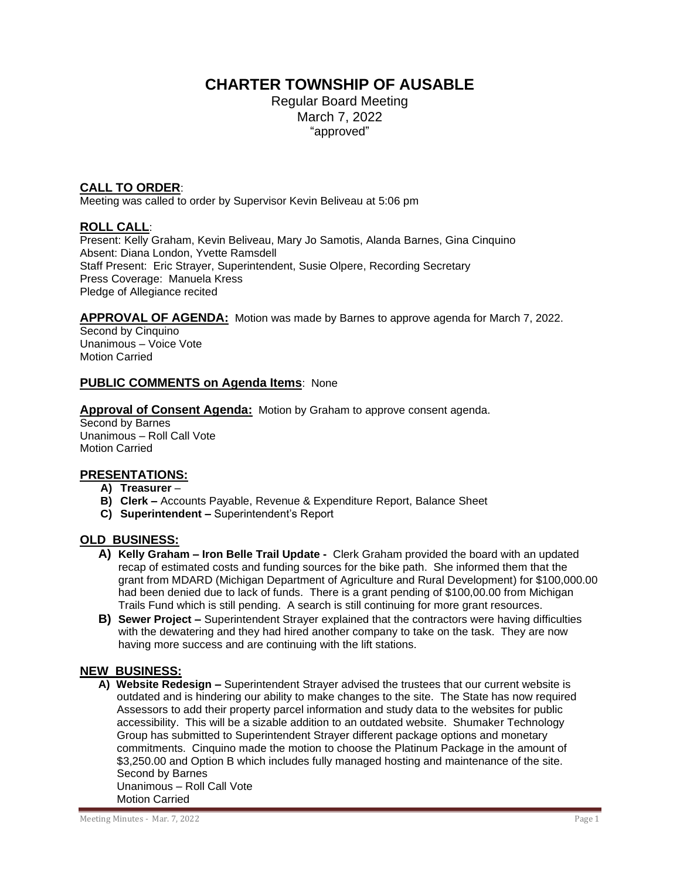# CHARTER TOWNSHIP OF AUSABLE

Regular Board Meeting
March 7, 2022
"approved"

## CALL TO ORDER:

Meeting was called to order by Supervisor Kevin Beliveau at 5:06 pm

## ROLL CALL:

Present: Kelly Graham, Kevin Beliveau, Mary Jo Samotis, Alanda Barnes, Gina Cinquino
Absent: Diana London, Yvette Ramsdell
Staff Present: Eric Strayer, Superintendent, Susie Olpere, Recording Secretary
Press Coverage: Manuela Kress
Pledge of Allegiance recited

## APPROVAL OF AGENDA:

Motion was made by Barnes to approve agenda for March 7, 2022.
Second by Cinquino
Unanimous – Voice Vote
Motion Carried

## PUBLIC COMMENTS on Agenda Items: None

## Approval of Consent Agenda:

Motion by Graham to approve consent agenda.
Second by Barnes
Unanimous – Roll Call Vote
Motion Carried

## PRESENTATIONS:

A) **Treasurer** –
B) **Clerk –** Accounts Payable, Revenue & Expenditure Report, Balance Sheet
C) **Superintendent –** Superintendent's Report

## OLD BUSINESS:

A) **Kelly Graham – Iron Belle Trail Update -** Clerk Graham provided the board with an updated recap of estimated costs and funding sources for the bike path. She informed them that the grant from MDARD (Michigan Department of Agriculture and Rural Development) for $100,000.00 had been denied due to lack of funds. There is a grant pending of $100,00.00 from Michigan Trails Fund which is still pending. A search is still continuing for more grant resources.

B) **Sewer Project –** Superintendent Strayer explained that the contractors were having difficulties with the dewatering and they had hired another company to take on the task. They are now having more success and are continuing with the lift stations.

## NEW BUSINESS:

A) **Website Redesign –** Superintendent Strayer advised the trustees that our current website is outdated and is hindering our ability to make changes to the site. The State has now required Assessors to add their property parcel information and study data to the websites for public accessibility. This will be a sizable addition to an outdated website. Shumaker Technology Group has submitted to Superintendent Strayer different package options and monetary commitments. Cinquino made the motion to choose the Platinum Package in the amount of $3,250.00 and Option B which includes fully managed hosting and maintenance of the site.
Second by Barnes
Unanimous – Roll Call Vote
Motion Carried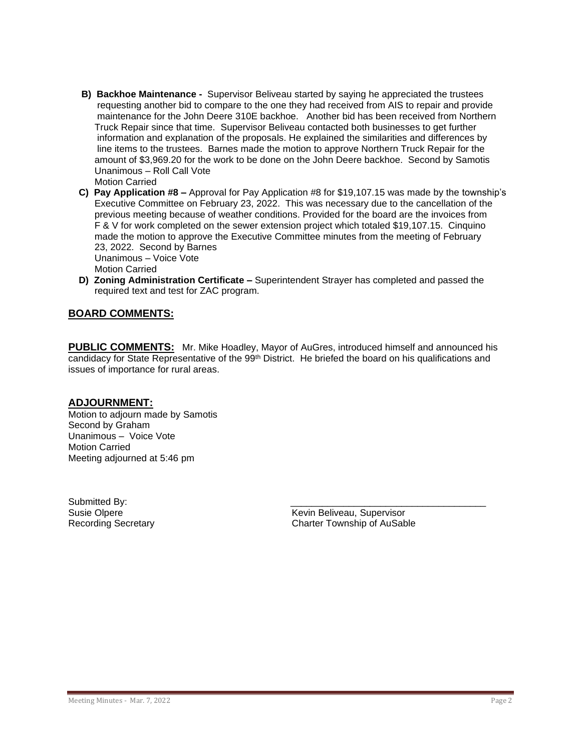**B) Backhoe Maintenance -** Supervisor Beliveau started by saying he appreciated the trustees requesting another bid to compare to the one they had received from AIS to repair and provide maintenance for the John Deere 310E backhoe. Another bid has been received from Northern Truck Repair since that time. Supervisor Beliveau contacted both businesses to get further information and explanation of the proposals. He explained the similarities and differences by line items to the trustees. Barnes made the motion to approve Northern Truck Repair for the amount of $3,969.20 for the work to be done on the John Deere backhoe. Second by Samotis
Unanimous – Roll Call Vote
Motion Carried

**C) Pay Application #8 –** Approval for Pay Application #8 for $19,107.15 was made by the township's Executive Committee on February 23, 2022. This was necessary due to the cancellation of the previous meeting because of weather conditions. Provided for the board are the invoices from F & V for work completed on the sewer extension project which totaled $19,107.15. Cinquino made the motion to approve the Executive Committee minutes from the meeting of February 23, 2022. Second by Barnes
Unanimous – Voice Vote
Motion Carried

**D) Zoning Administration Certificate –** Superintendent Strayer has completed and passed the required text and test for ZAC program.

## BOARD COMMENTS:

**PUBLIC COMMENTS:** Mr. Mike Hoadley, Mayor of AuGres, introduced himself and announced his candidacy for State Representative of the 99th District. He briefed the board on his qualifications and issues of importance for rural areas.

## ADJOURNMENT:

Motion to adjourn made by Samotis
Second by Graham
Unanimous – Voice Vote
Motion Carried
Meeting adjourned at 5:46 pm

Submitted By:
Susie Olpere
Recording Secretary

______________________________________
Kevin Beliveau, Supervisor
Charter Township of AuSable